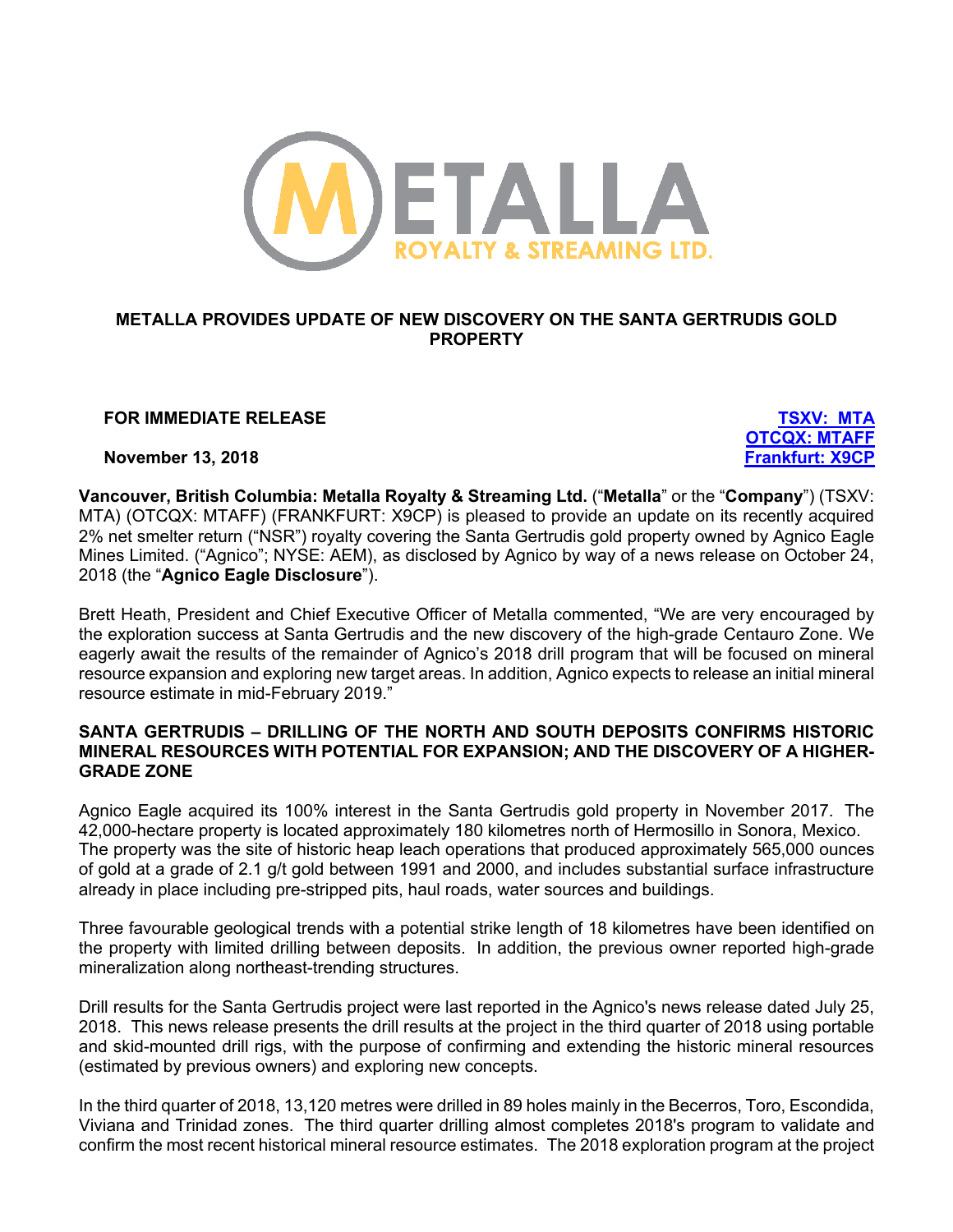# METALLA PROVIDES UPDATE OF NEW DISCOVERY ON THE SANTA GERTRUDIS GOLD PROPERTY

**FOR IMMEDIATE RELEASE**

**November 13, 2018**

**TSXV: MTA**
**OTCQX: MTAFF**
**Frankfurt: X9CP**

**Vancouver, British Columbia: Metalla Royalty & Streaming Ltd.** ("**Metalla**" or the "**Company**") (TSXV: MTA) (OTCQX: MTAFF) (FRANKFURT: X9CP) is pleased to provide an update on its recently acquired 2% net smelter return ("NSR") royalty covering the Santa Gertrudis gold property owned by Agnico Eagle Mines Limited. ("Agnico"; NYSE: AEM), as disclosed by Agnico by way of a news release on October 24, 2018 (the "**Agnico Eagle Disclosure**").

Brett Heath, President and Chief Executive Officer of Metalla commented, "We are very encouraged by the exploration success at Santa Gertrudis and the new discovery of the high-grade Centauro Zone. We eagerly await the results of the remainder of Agnico's 2018 drill program that will be focused on mineral resource expansion and exploring new target areas. In addition, Agnico expects to release an initial mineral resource estimate in mid-February 2019."

## SANTA GERTRUDIS – DRILLING OF THE NORTH AND SOUTH DEPOSITS CONFIRMS HISTORIC MINERAL RESOURCES WITH POTENTIAL FOR EXPANSION; AND THE DISCOVERY OF A HIGHER-GRADE ZONE

Agnico Eagle acquired its 100% interest in the Santa Gertrudis gold property in November 2017. The 42,000-hectare property is located approximately 180 kilometres north of Hermosillo in Sonora, Mexico. The property was the site of historic heap leach operations that produced approximately 565,000 ounces of gold at a grade of 2.1 g/t gold between 1991 and 2000, and includes substantial surface infrastructure already in place including pre-stripped pits, haul roads, water sources and buildings.

Three favourable geological trends with a potential strike length of 18 kilometres have been identified on the property with limited drilling between deposits. In addition, the previous owner reported high-grade mineralization along northeast-trending structures.

Drill results for the Santa Gertrudis project were last reported in the Agnico's news release dated July 25, 2018. This news release presents the drill results at the project in the third quarter of 2018 using portable and skid-mounted drill rigs, with the purpose of confirming and extending the historic mineral resources (estimated by previous owners) and exploring new concepts.

In the third quarter of 2018, 13,120 metres were drilled in 89 holes mainly in the Becerros, Toro, Escondida, Viviana and Trinidad zones. The third quarter drilling almost completes 2018's program to validate and confirm the most recent historical mineral resource estimates. The 2018 exploration program at the project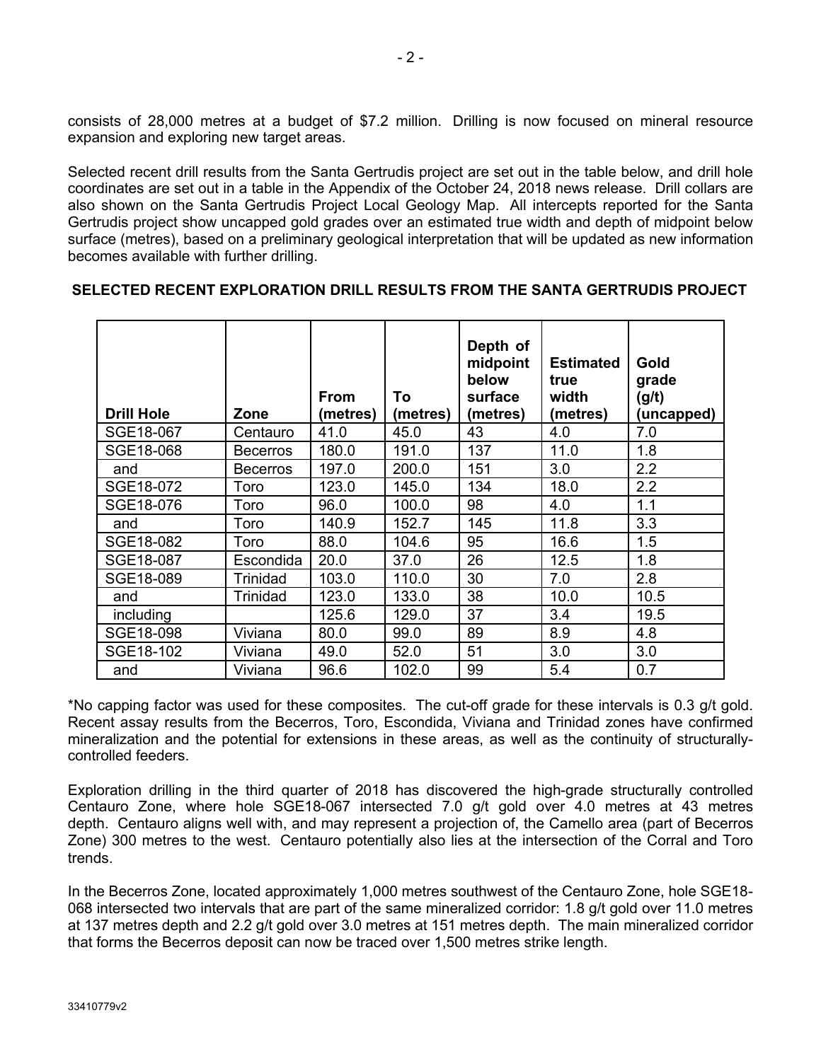consists of 28,000 metres at a budget of $7.2 million. Drilling is now focused on mineral resource expansion and exploring new target areas.

Selected recent drill results from the Santa Gertrudis project are set out in the table below, and drill hole coordinates are set out in a table in the Appendix of the October 24, 2018 news release. Drill collars are also shown on the Santa Gertrudis Project Local Geology Map. All intercepts reported for the Santa Gertrudis project show uncapped gold grades over an estimated true width and depth of midpoint below surface (metres), based on a preliminary geological interpretation that will be updated as new information becomes available with further drilling.

**SELECTED RECENT EXPLORATION DRILL RESULTS FROM THE SANTA GERTRUDIS PROJECT**

| Drill Hole | Zone | From (metres) | To (metres) | Depth of midpoint below surface (metres) | Estimated true width (metres) | Gold grade (g/t) (uncapped) |
|---|---|---|---|---|---|---|
| SGE18-067 | Centauro | 41.0 | 45.0 | 43 | 4.0 | 7.0 |
| SGE18-068 | Becerros | 180.0 | 191.0 | 137 | 11.0 | 1.8 |
| and | Becerros | 197.0 | 200.0 | 151 | 3.0 | 2.2 |
| SGE18-072 | Toro | 123.0 | 145.0 | 134 | 18.0 | 2.2 |
| SGE18-076 | Toro | 96.0 | 100.0 | 98 | 4.0 | 1.1 |
| and | Toro | 140.9 | 152.7 | 145 | 11.8 | 3.3 |
| SGE18-082 | Toro | 88.0 | 104.6 | 95 | 16.6 | 1.5 |
| SGE18-087 | Escondida | 20.0 | 37.0 | 26 | 12.5 | 1.8 |
| SGE18-089 | Trinidad | 103.0 | 110.0 | 30 | 7.0 | 2.8 |
| and | Trinidad | 123.0 | 133.0 | 38 | 10.0 | 10.5 |
| including | | 125.6 | 129.0 | 37 | 3.4 | 19.5 |
| SGE18-098 | Viviana | 80.0 | 99.0 | 89 | 8.9 | 4.8 |
| SGE18-102 | Viviana | 49.0 | 52.0 | 51 | 3.0 | 3.0 |
| and | Viviana | 96.6 | 102.0 | 99 | 5.4 | 0.7 |

*No capping factor was used for these composites. The cut-off grade for these intervals is 0.3 g/t gold. Recent assay results from the Becerros, Toro, Escondida, Viviana and Trinidad zones have confirmed mineralization and the potential for extensions in these areas, as well as the continuity of structurally-controlled feeders.

Exploration drilling in the third quarter of 2018 has discovered the high-grade structurally controlled Centauro Zone, where hole SGE18-067 intersected 7.0 g/t gold over 4.0 metres at 43 metres depth. Centauro aligns well with, and may represent a projection of, the Camello area (part of Becerros Zone) 300 metres to the west. Centauro potentially also lies at the intersection of the Corral and Toro trends.

In the Becerros Zone, located approximately 1,000 metres southwest of the Centauro Zone, hole SGE18-068 intersected two intervals that are part of the same mineralized corridor: 1.8 g/t gold over 11.0 metres at 137 metres depth and 2.2 g/t gold over 3.0 metres at 151 metres depth. The main mineralized corridor that forms the Becerros deposit can now be traced over 1,500 metres strike length.

33410779v2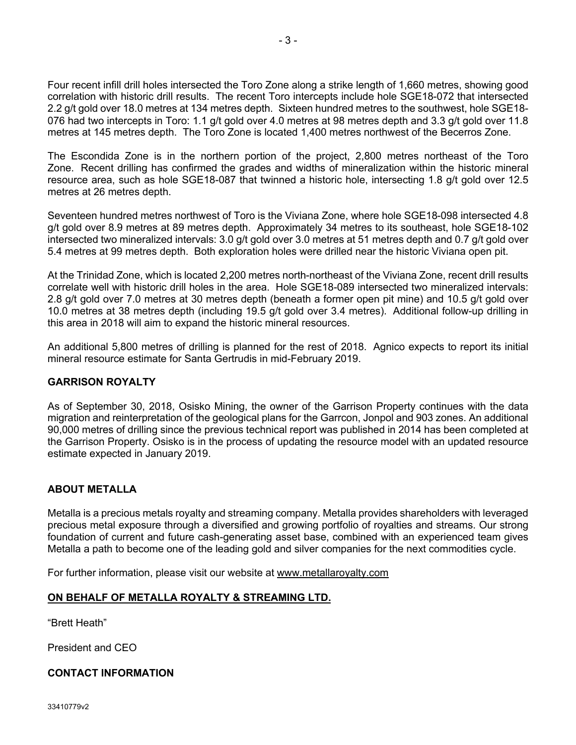Four recent infill drill holes intersected the Toro Zone along a strike length of 1,660 metres, showing good correlation with historic drill results. The recent Toro intercepts include hole SGE18-072 that intersected 2.2 g/t gold over 18.0 metres at 134 metres depth. Sixteen hundred metres to the southwest, hole SGE18-076 had two intercepts in Toro: 1.1 g/t gold over 4.0 metres at 98 metres depth and 3.3 g/t gold over 11.8 metres at 145 metres depth. The Toro Zone is located 1,400 metres northwest of the Becerros Zone.

The Escondida Zone is in the northern portion of the project, 2,800 metres northeast of the Toro Zone. Recent drilling has confirmed the grades and widths of mineralization within the historic mineral resource area, such as hole SGE18-087 that twinned a historic hole, intersecting 1.8 g/t gold over 12.5 metres at 26 metres depth.

Seventeen hundred metres northwest of Toro is the Viviana Zone, where hole SGE18-098 intersected 4.8 g/t gold over 8.9 metres at 89 metres depth. Approximately 34 metres to its southeast, hole SGE18-102 intersected two mineralized intervals: 3.0 g/t gold over 3.0 metres at 51 metres depth and 0.7 g/t gold over 5.4 metres at 99 metres depth. Both exploration holes were drilled near the historic Viviana open pit.

At the Trinidad Zone, which is located 2,200 metres north-northeast of the Viviana Zone, recent drill results correlate well with historic drill holes in the area. Hole SGE18-089 intersected two mineralized intervals: 2.8 g/t gold over 7.0 metres at 30 metres depth (beneath a former open pit mine) and 10.5 g/t gold over 10.0 metres at 38 metres depth (including 19.5 g/t gold over 3.4 metres). Additional follow-up drilling in this area in 2018 will aim to expand the historic mineral resources.

An additional 5,800 metres of drilling is planned for the rest of 2018. Agnico expects to report its initial mineral resource estimate for Santa Gertrudis in mid-February 2019.

## GARRISON ROYALTY

As of September 30, 2018, Osisko Mining, the owner of the Garrison Property continues with the data migration and reinterpretation of the geological plans for the Garrcon, Jonpol and 903 zones. An additional 90,000 metres of drilling since the previous technical report was published in 2014 has been completed at the Garrison Property. Osisko is in the process of updating the resource model with an updated resource estimate expected in January 2019.

## ABOUT METALLA

Metalla is a precious metals royalty and streaming company. Metalla provides shareholders with leveraged precious metal exposure through a diversified and growing portfolio of royalties and streams. Our strong foundation of current and future cash-generating asset base, combined with an experienced team gives Metalla a path to become one of the leading gold and silver companies for the next commodities cycle.

For further information, please visit our website at www.metallaroyalty.com

**ON BEHALF OF METALLA ROYALTY & STREAMING LTD.**

"Brett Heath"

President and CEO

## CONTACT INFORMATION

33410779v2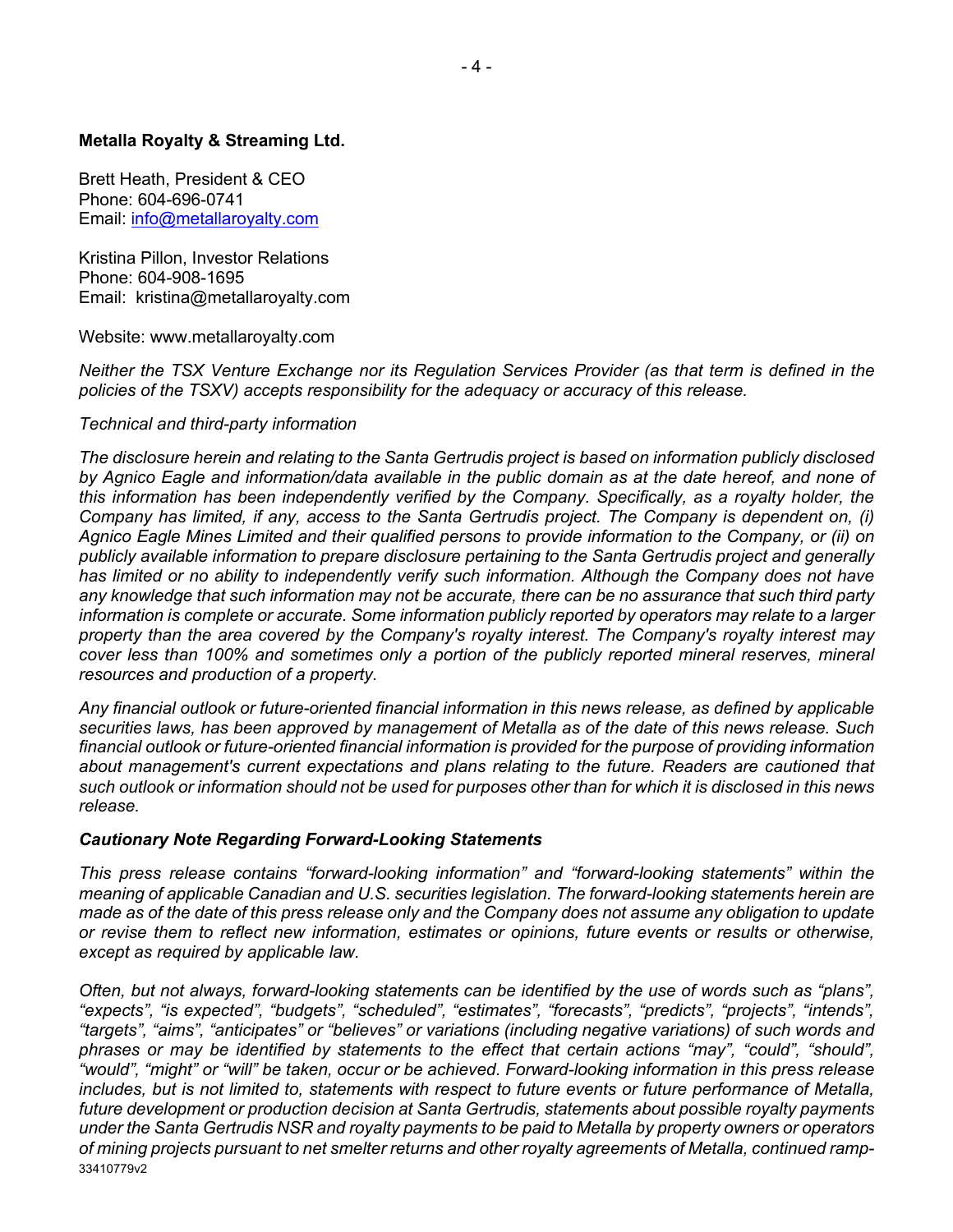**Metalla Royalty & Streaming Ltd.**

Brett Heath, President & CEO
Phone: 604-696-0741
Email: info@metallaroyalty.com

Kristina Pillon, Investor Relations
Phone: 604-908-1695
Email: kristina@metallaroyalty.com

Website: www.metallaroyalty.com

*Neither the TSX Venture Exchange nor its Regulation Services Provider (as that term is defined in the policies of the TSXV) accepts responsibility for the adequacy or accuracy of this release.*

*Technical and third-party information*

*The disclosure herein and relating to the Santa Gertrudis project is based on information publicly disclosed by Agnico Eagle and information/data available in the public domain as at the date hereof, and none of this information has been independently verified by the Company. Specifically, as a royalty holder, the Company has limited, if any, access to the Santa Gertrudis project. The Company is dependent on, (i) Agnico Eagle Mines Limited and their qualified persons to provide information to the Company, or (ii) on publicly available information to prepare disclosure pertaining to the Santa Gertrudis project and generally has limited or no ability to independently verify such information. Although the Company does not have any knowledge that such information may not be accurate, there can be no assurance that such third party information is complete or accurate. Some information publicly reported by operators may relate to a larger property than the area covered by the Company's royalty interest. The Company's royalty interest may cover less than 100% and sometimes only a portion of the publicly reported mineral reserves, mineral resources and production of a property.*

*Any financial outlook or future-oriented financial information in this news release, as defined by applicable securities laws, has been approved by management of Metalla as of the date of this news release. Such financial outlook or future-oriented financial information is provided for the purpose of providing information about management's current expectations and plans relating to the future. Readers are cautioned that such outlook or information should not be used for purposes other than for which it is disclosed in this news release.*

***Cautionary Note Regarding Forward-Looking Statements***

*This press release contains "forward-looking information" and "forward-looking statements" within the meaning of applicable Canadian and U.S. securities legislation. The forward-looking statements herein are made as of the date of this press release only and the Company does not assume any obligation to update or revise them to reflect new information, estimates or opinions, future events or results or otherwise, except as required by applicable law.*

*Often, but not always, forward-looking statements can be identified by the use of words such as "plans", "expects", "is expected", "budgets", "scheduled", "estimates", "forecasts", "predicts", "projects", "intends", "targets", "aims", "anticipates" or "believes" or variations (including negative variations) of such words and phrases or may be identified by statements to the effect that certain actions "may", "could", "should", "would", "might" or "will" be taken, occur or be achieved. Forward-looking information in this press release includes, but is not limited to, statements with respect to future events or future performance of Metalla, future development or production decision at Santa Gertrudis, statements about possible royalty payments under the Santa Gertrudis NSR and royalty payments to be paid to Metalla by property owners or operators of mining projects pursuant to net smelter returns and other royalty agreements of Metalla, continued ramp-*

33410779v2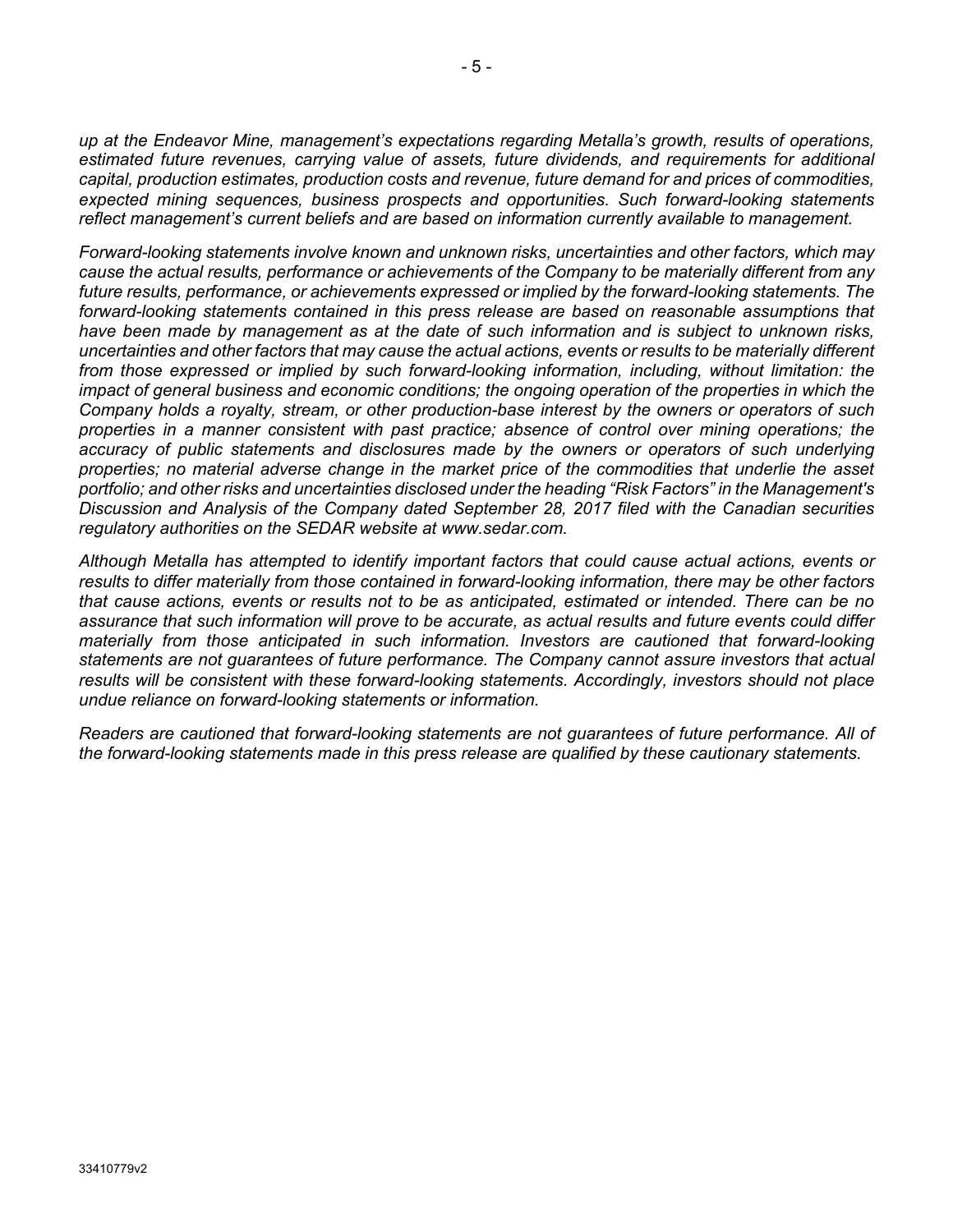*up at the Endeavor Mine, management's expectations regarding Metalla's growth, results of operations, estimated future revenues, carrying value of assets, future dividends, and requirements for additional capital, production estimates, production costs and revenue, future demand for and prices of commodities, expected mining sequences, business prospects and opportunities. Such forward-looking statements reflect management's current beliefs and are based on information currently available to management.*

*Forward-looking statements involve known and unknown risks, uncertainties and other factors, which may cause the actual results, performance or achievements of the Company to be materially different from any future results, performance, or achievements expressed or implied by the forward-looking statements. The forward-looking statements contained in this press release are based on reasonable assumptions that have been made by management as at the date of such information and is subject to unknown risks, uncertainties and other factors that may cause the actual actions, events or results to be materially different from those expressed or implied by such forward-looking information, including, without limitation: the impact of general business and economic conditions; the ongoing operation of the properties in which the Company holds a royalty, stream, or other production-base interest by the owners or operators of such properties in a manner consistent with past practice; absence of control over mining operations; the accuracy of public statements and disclosures made by the owners or operators of such underlying properties; no material adverse change in the market price of the commodities that underlie the asset portfolio; and other risks and uncertainties disclosed under the heading "Risk Factors" in the Management's Discussion and Analysis of the Company dated September 28, 2017 filed with the Canadian securities regulatory authorities on the SEDAR website at www.sedar.com.*

*Although Metalla has attempted to identify important factors that could cause actual actions, events or results to differ materially from those contained in forward-looking information, there may be other factors that cause actions, events or results not to be as anticipated, estimated or intended. There can be no assurance that such information will prove to be accurate, as actual results and future events could differ materially from those anticipated in such information. Investors are cautioned that forward-looking statements are not guarantees of future performance. The Company cannot assure investors that actual results will be consistent with these forward-looking statements. Accordingly, investors should not place undue reliance on forward-looking statements or information.*

*Readers are cautioned that forward-looking statements are not guarantees of future performance. All of the forward-looking statements made in this press release are qualified by these cautionary statements.*